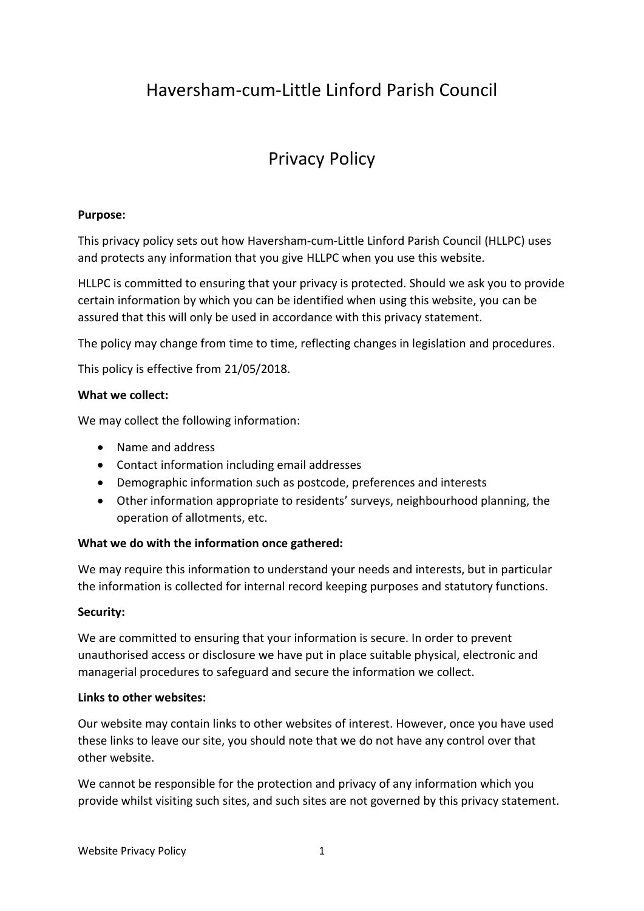# Haversham-cum-Little Linford Parish Council

# Privacy Policy

**Purpose:**

This privacy policy sets out how Haversham-cum-Little Linford Parish Council (HLLPC) uses and protects any information that you give HLLPC when you use this website.

HLLPC is committed to ensuring that your privacy is protected. Should we ask you to provide certain information by which you can be identified when using this website, you can be assured that this will only be used in accordance with this privacy statement.

The policy may change from time to time, reflecting changes in legislation and procedures.

This policy is effective from 21/05/2018.

**What we collect:**

We may collect the following information:

- Name and address
- Contact information including email addresses
- Demographic information such as postcode, preferences and interests
- Other information appropriate to residents' surveys, neighbourhood planning, the operation of allotments, etc.

**What we do with the information once gathered:**

We may require this information to understand your needs and interests, but in particular the information is collected for internal record keeping purposes and statutory functions.

**Security:**

We are committed to ensuring that your information is secure. In order to prevent unauthorised access or disclosure we have put in place suitable physical, electronic and managerial procedures to safeguard and secure the information we collect.

**Links to other websites:**

Our website may contain links to other websites of interest. However, once you have used these links to leave our site, you should note that we do not have any control over that other website.

We cannot be responsible for the protection and privacy of any information which you provide whilst visiting such sites, and such sites are not governed by this privacy statement.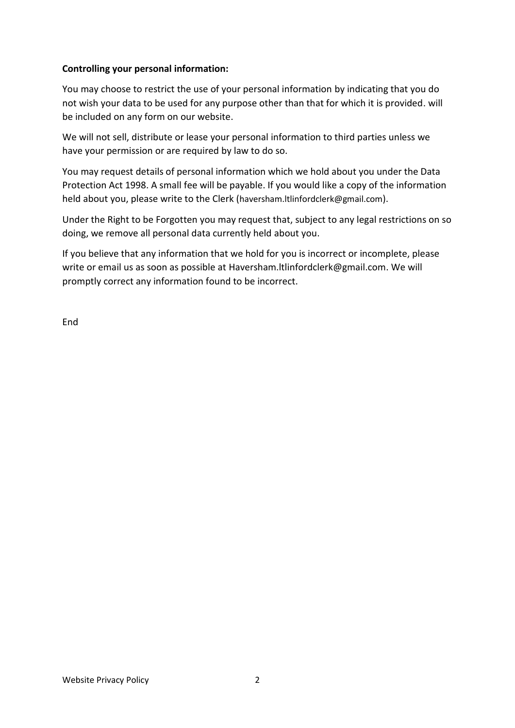**Controlling your personal information:**

You may choose to restrict the use of your personal information by indicating that you do not wish your data to be used for any purpose other than that for which it is provided. will be included on any form on our website.

We will not sell, distribute or lease your personal information to third parties unless we have your permission or are required by law to do so.

You may request details of personal information which we hold about you under the Data Protection Act 1998. A small fee will be payable. If you would like a copy of the information held about you, please write to the Clerk (haversham.ltlinfordclerk@gmail.com).

Under the Right to be Forgotten you may request that, subject to any legal restrictions on so doing, we remove all personal data currently held about you.

If you believe that any information that we hold for you is incorrect or incomplete, please write or email us as soon as possible at Haversham.ltlinfordclerk@gmail.com. We will promptly correct any information found to be incorrect.

End